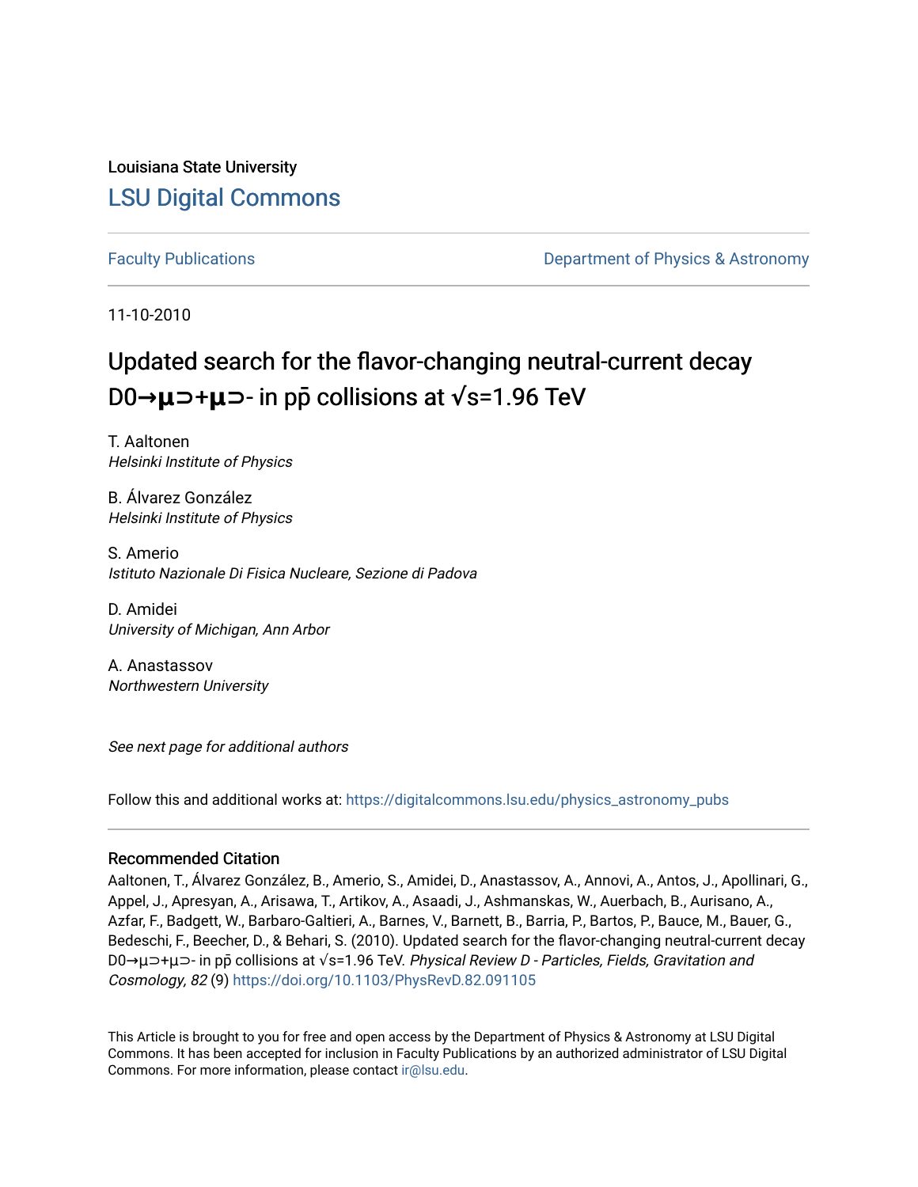Louisiana State University

# LSU Digital Commons

Faculty Publications

Department of Physics & Astronomy

11-10-2010

# Updated search for the flavor-changing neutral-current decay D0→μ⊃+μ⊃- in pp̄ collisions at √s=1.96 TeV

T. Aaltonen
*Helsinki Institute of Physics*

B. Álvarez González
*Helsinki Institute of Physics*

S. Amerio
*Istituto Nazionale Di Fisica Nucleare, Sezione di Padova*

D. Amidei
*University of Michigan, Ann Arbor*

A. Anastassov
*Northwestern University*

*See next page for additional authors*

Follow this and additional works at: https://digitalcommons.lsu.edu/physics_astronomy_pubs

## Recommended Citation

Aaltonen, T., Álvarez González, B., Amerio, S., Amidei, D., Anastassov, A., Annovi, A., Antos, J., Apollinari, G., Appel, J., Apresyan, A., Arisawa, T., Artikov, A., Asaadi, J., Ashmanskas, W., Auerbach, B., Aurisano, A., Azfar, F., Badgett, W., Barbaro-Galtieri, A., Barnes, V., Barnett, B., Barria, P., Bartos, P., Bauce, M., Bauer, G., Bedeschi, F., Beecher, D., & Behari, S. (2010). Updated search for the flavor-changing neutral-current decay D0→μ⊃+μ⊃- in pp̄ collisions at √s=1.96 TeV. *Physical Review D - Particles, Fields, Gravitation and Cosmology, 82* (9) https://doi.org/10.1103/PhysRevD.82.091105

This Article is brought to you for free and open access by the Department of Physics & Astronomy at LSU Digital Commons. It has been accepted for inclusion in Faculty Publications by an authorized administrator of LSU Digital Commons. For more information, please contact ir@lsu.edu.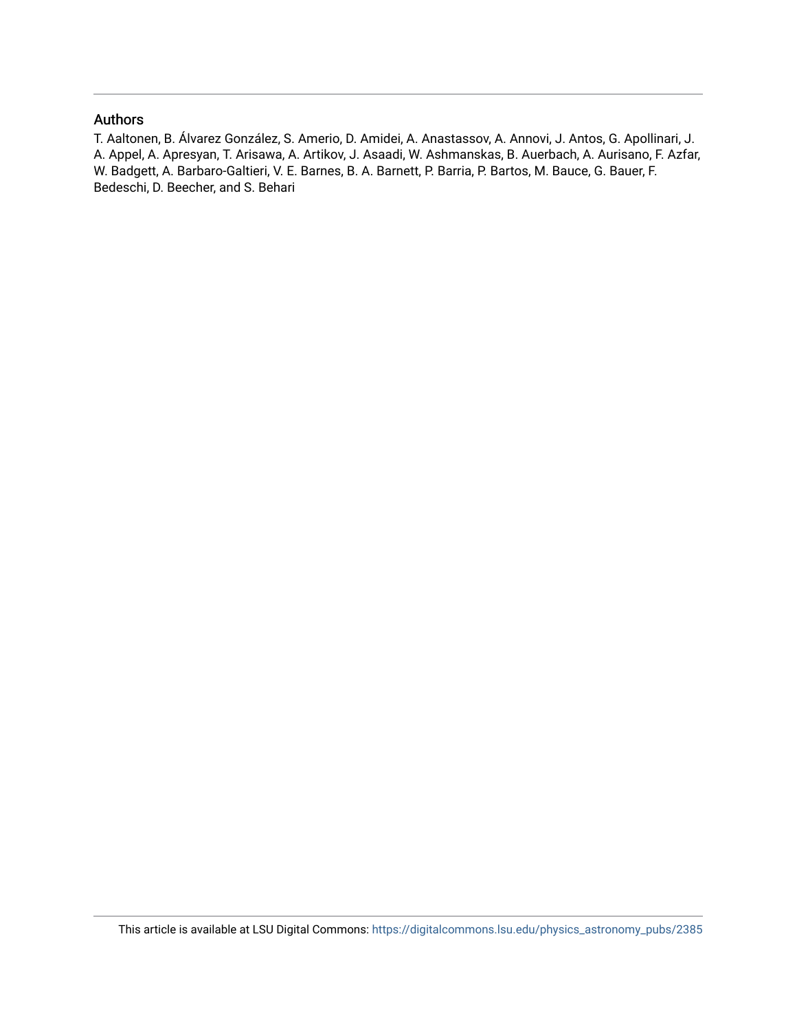## Authors

T. Aaltonen, B. Álvarez González, S. Amerio, D. Amidei, A. Anastassov, A. Annovi, J. Antos, G. Apollinari, J. A. Appel, A. Apresyan, T. Arisawa, A. Artikov, J. Asaadi, W. Ashmanskas, B. Auerbach, A. Aurisano, F. Azfar, W. Badgett, A. Barbaro-Galtieri, V. E. Barnes, B. A. Barnett, P. Barria, P. Bartos, M. Bauce, G. Bauer, F. Bedeschi, D. Beecher, and S. Behari

This article is available at LSU Digital Commons: https://digitalcommons.lsu.edu/physics_astronomy_pubs/2385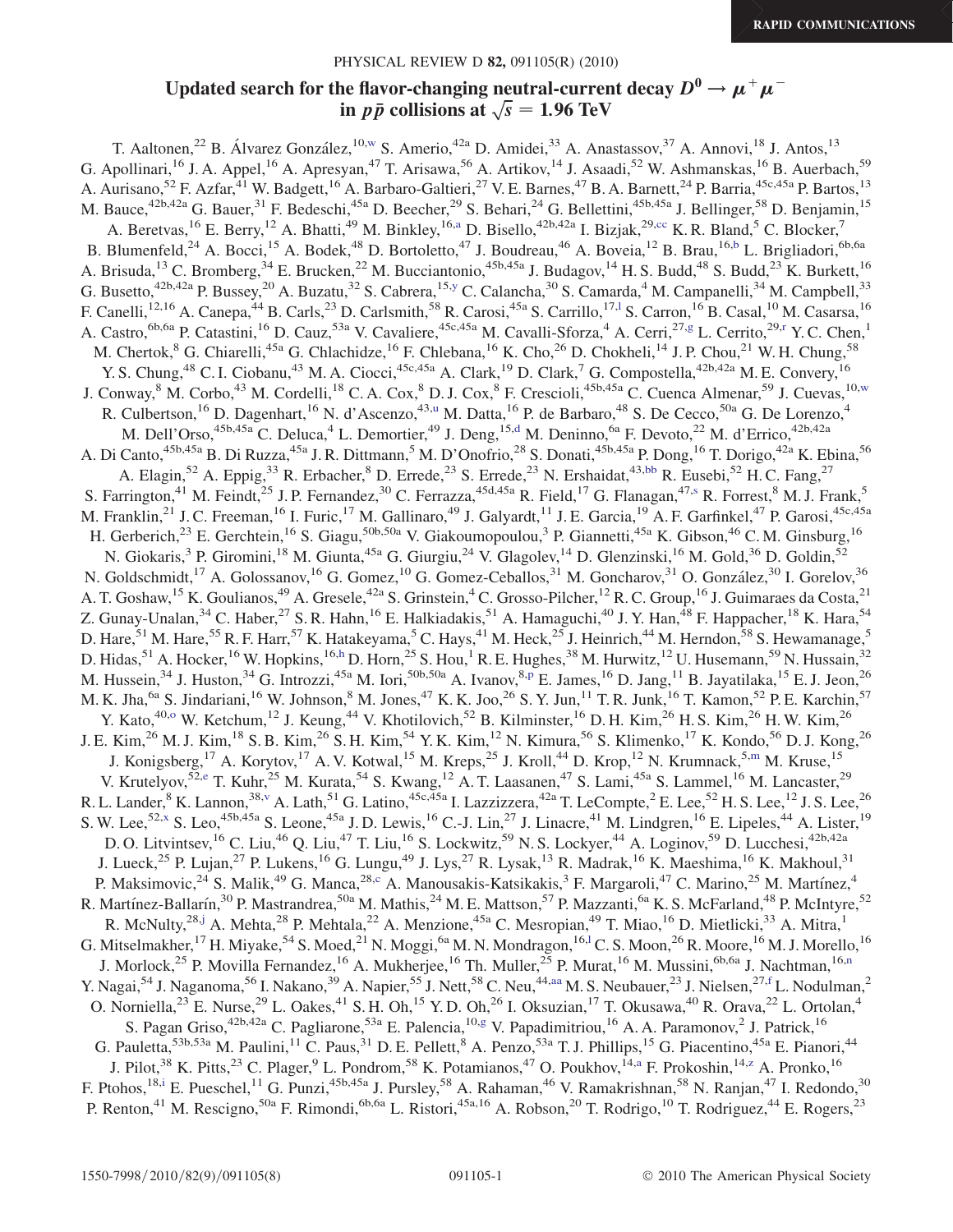RAPID COMMUNICATIONS

# Updated search for the flavor-changing neutral-current decay $D^0 \to \mu^+\mu^-$ in $p\bar{p}$ collisions at $\sqrt{s} = 1.96$ TeV

T. Aaltonen,[22] B. Álvarez González,[10,w] S. Amerio,[42a] D. Amidei,[33] A. Anastassov,[37] A. Annovi,[18] J. Antos,[13] G. Apollinari,[16] J. A. Appel,[16] A. Apresyan,[47] T. Arisawa,[56] A. Artikov,[14] J. Asaadi,[52] W. Ashmanskas,[16] B. Auerbach,[59] A. Aurisano,[52] F. Azfar,[41] W. Badgett,[16] A. Barbaro-Galtieri,[27] V. E. Barnes,[47] B. A. Barnett,[24] P. Barria,[45c,45a] P. Bartos,[13] M. Bauce,[42b,42a] G. Bauer,[31] F. Bedeschi,[45a] D. Beecher,[29] S. Behari,[24] G. Bellettini,[45b,45a] J. Bellinger,[58] D. Benjamin,[15] A. Beretvas,[16] E. Berry,[12] A. Bhatti,[49] M. Binkley,[16,a] D. Bisello,[42b,42a] I. Bizjak,[29,cc] K. R. Bland,[5] C. Blocker,[7] B. Blumenfeld,[24] A. Bocci,[15] A. Bodek,[48] D. Bortoletto,[47] J. Boudreau,[46] A. Boveia,[12] B. Brau,[16,b] L. Brigliadori,[6b,6a] A. Brisuda,[13] C. Bromberg,[34] E. Brucken,[22] M. Bucciantonio,[45b,45a] J. Budagov,[14] H. S. Budd,[48] S. Budd,[23] K. Burkett,[16] G. Busetto,[42b,42a] P. Bussey,[20] A. Buzatu,[32] S. Cabrera,[15,y] C. Calancha,[30] S. Camarda,[4] M. Campanelli,[34] M. Campbell,[33] F. Canelli,[12,16] A. Canepa,[44] B. Carls,[23] D. Carlsmith,[58] R. Carosi,[45a] S. Carrillo,[17,l] S. Carron,[16] B. Casal,[10] M. Casarsa,[16] A. Castro,[6b,6a] P. Catastini,[16] D. Cauz,[53a] V. Cavaliere,[45c,45a] M. Cavalli-Sforza,[4] A. Cerri,[27,g] L. Cerrito,[29,r] Y. C. Chen,[1] M. Chertok,[8] G. Chiarelli,[45a] G. Chlachidze,[16] F. Chlebana,[16] K. Cho,[26] D. Chokheli,[14] J. P. Chou,[21] W. H. Chung,[58] Y. S. Chung,[48] C. I. Ciobanu,[43] M. A. Ciocci,[45c,45a] A. Clark,[19] D. Clark,[7] G. Compostella,[42b,42a] M. E. Convery,[16] J. Conway,[8] M. Corbo,[43] M. Cordelli,[18] C. A. Cox,[8] D. J. Cox,[8] F. Crescioli,[45b,45a] C. Cuenca Almenar,[59] J. Cuevas,[10,w] R. Culbertson,[16] D. Dagenhart,[16] N. d'Ascenzo,[43,u] M. Datta,[16] P. de Barbaro,[48] S. De Cecco,[50a] G. De Lorenzo,[4] M. Dell'Orso,[45b,45a] C. Deluca,[4] L. Demortier,[49] J. Deng,[15,d] M. Deninno,[6a] F. Devoto,[22] M. d'Errico,[42b,42a] A. Di Canto,[45b,45a] B. Di Ruzza,[45a] J. R. Dittmann,[5] M. D'Onofrio,[28] S. Donati,[45b,45a] P. Dong,[16] T. Dorigo,[42a] K. Ebina,[56] A. Elagin,[52] A. Eppig,[33] R. Erbacher,[8] D. Errede,[23] S. Errede,[23] N. Ershaidat,[43,bb] R. Eusebi,[52] H. C. Fang,[27] S. Farrington,[41] M. Feindt,[25] J. P. Fernandez,[30] C. Ferrazza,[45d,45a] R. Field,[17] G. Flanagan,[47,s] R. Forrest,[8] M. J. Frank,[5] M. Franklin,[21] J. C. Freeman,[16] I. Furic,[17] M. Gallinaro,[49] J. Galyardt,[11] J. E. Garcia,[19] A. F. Garfinkel,[47] P. Garosi,[45c,45a] H. Gerberich,[23] E. Gerchtein,[16] S. Giagu,[50b,50a] V. Giakoumopoulou,[3] P. Giannetti,[45a] K. Gibson,[46] C. M. Ginsburg,[16] N. Giokaris,[3] P. Giromini,[18] M. Giunta,[45a] G. Giurgiu,[24] V. Glagolev,[14] D. Glenzinski,[16] M. Gold,[36] D. Goldin,[52] N. Goldschmidt,[17] A. Golossanov,[16] G. Gomez,[10] G. Gomez-Ceballos,[31] M. Goncharov,[31] O. González,[30] I. Gorelov,[36] A. T. Goshaw,[15] K. Goulianos,[49] A. Gresele,[42a] S. Grinstein,[4] C. Grosso-Pilcher,[12] R. C. Group,[16] J. Guimaraes da Costa,[21] Z. Gunay-Unalan,[34] C. Haber,[27] S. R. Hahn,[16] E. Halkiadakis,[51] A. Hamaguchi,[40] J. Y. Han,[48] F. Happacher,[18] K. Hara,[54] D. Hare,[51] M. Hare,[55] R. F. Harr,[57] K. Hatakeyama,[5] C. Hays,[41] M. Heck,[25] J. Heinrich,[44] M. Herndon,[58] S. Hewamanage,[5] D. Hidas,[51] A. Hocker,[16] W. Hopkins,[16,h] D. Horn,[25] S. Hou,[1] R. E. Hughes,[38] M. Hurwitz,[12] U. Husemann,[59] N. Hussain,[32] M. Hussein,[34] J. Huston,[34] G. Introzzi,[45a] M. Iori,[50b,50a] A. Ivanov,[8,p] E. James,[16] D. Jang,[11] B. Jayatilaka,[15] E. J. Jeon,[26] M. K. Jha,[6a] S. Jindariani,[16] W. Johnson,[8] M. Jones,[47] K. K. Joo,[26] S. Y. Jun,[11] T. R. Junk,[16] T. Kamon,[52] P. E. Karchin,[57] Y. Kato,[40,o] W. Ketchum,[12] J. Keung,[44] V. Khotilovich,[52] B. Kilminster,[16] D. H. Kim,[26] H. S. Kim,[26] H. W. Kim,[26] J. E. Kim,[26] M. J. Kim,[18] S. B. Kim,[26] S. H. Kim,[54] Y. K. Kim,[12] N. Kimura,[56] S. Klimenko,[17] K. Kondo,[56] D. J. Kong,[26] J. Konigsberg,[17] A. Korytov,[17] A. V. Kotwal,[15] M. Kreps,[25] J. Kroll,[44] D. Krop,[12] N. Krumnack,[5,m] M. Kruse,[15] V. Krutelyov,[52,e] T. Kuhr,[25] M. Kurata,[54] S. Kwang,[12] A. T. Laasanen,[47] S. Lami,[45a] S. Lammel,[16] M. Lancaster,[29] R. L. Lander,[8] K. Lannon,[38,v] A. Lath,[51] G. Latino,[45c,45a] I. Lazzizzera,[42a] T. LeCompte,[2] E. Lee,[52] H. S. Lee,[12] J. S. Lee,[26] S. W. Lee,[52,x] S. Leo,[45b,45a] S. Leone,[45a] J. D. Lewis,[16] C.-J. Lin,[27] J. Linacre,[41] M. Lindgren,[16] E. Lipeles,[44] A. Lister,[19] D. O. Litvintsev,[16] C. Liu,[46] Q. Liu,[47] T. Liu,[16] S. Lockwitz,[59] N. S. Lockyer,[44] A. Loginov,[59] D. Lucchesi,[42b,42a] J. Lueck,[25] P. Lujan,[27] P. Lukens,[16] G. Lungu,[49] J. Lys,[27] R. Lysak,[13] R. Madrak,[16] K. Maeshima,[16] K. Makhoul,[31] P. Maksimovic,[24] S. Malik,[49] G. Manca,[28,c] A. Manousakis-Katsikakis,[3] F. Margaroli,[47] C. Marino,[25] M. Martínez,[4] R. Martínez-Ballarín,[30] P. Mastrandrea,[50a] M. Mathis,[24] M. E. Mattson,[57] P. Mazzanti,[6a] K. S. McFarland,[48] P. McIntyre,[52] R. McNulty,[28,j] A. Mehta,[28] P. Mehtala,[22] A. Menzione,[45a] C. Mesropian,[49] T. Miao,[16] D. Mietlicki,[33] A. Mitra,[1] G. Mitselmakher,[17] H. Miyake,[54] S. Moed,[21] N. Moggi,[6a] M. N. Mondragon,[16,l] C. S. Moon,[26] R. Moore,[16] M. J. Morello,[16] J. Morlock,[25] P. Movilla Fernandez,[16] A. Mukherjee,[16] Th. Muller,[25] P. Murat,[16] M. Mussini,[6b,6a] J. Nachtman,[16,n] Y. Nagai,[54] J. Naganoma,[56] I. Nakano,[39] A. Napier,[55] J. Nett,[58] C. Neu,[44,aa] M. S. Neubauer,[23] J. Nielsen,[27,f] L. Nodulman,[2] O. Norniella,[23] E. Nurse,[29] L. Oakes,[41] S. H. Oh,[15] Y. D. Oh,[26] I. Oksuzian,[17] T. Okusawa,[40] R. Orava,[22] L. Ortolan,[4] S. Pagan Griso,[42b,42a] C. Pagliarone,[53a] E. Palencia,[10,g] V. Papadimitriou,[16] A. A. Paramonov,[2] J. Patrick,[16] G. Pauletta,[53b,53a] M. Paulini,[11] C. Paus,[31] D. E. Pellett,[8] A. Penzo,[53a] T. J. Phillips,[15] G. Piacentino,[45a] E. Pianori,[44] J. Pilot,[38] K. Pitts,[23] C. Plager,[9] L. Pondrom,[58] K. Potamianos,[47] O. Poukhov,[14,a] F. Prokoshin,[14,z] A. Pronko,[16] F. Ptohos,[18,i] E. Pueschel,[11] G. Punzi,[45b,45a] J. Pursley,[58] A. Rahaman,[46] V. Ramakrishnan,[58] N. Ranjan,[47] I. Redondo,[30] P. Renton,[41] M. Rescigno,[50a] F. Rimondi,[6b,6a] L. Ristori,[45a,16] A. Robson,[20] T. Rodrigo,[10] T. Rodriguez,[44] E. Rogers,[23]

1550-7998/2010/82(9)/091105(8) © 2010 The American Physical Society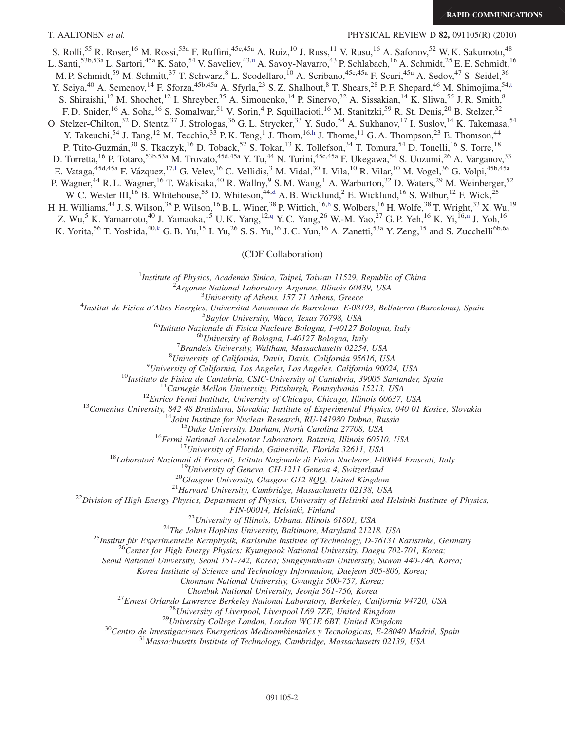S. Rolli,[55] R. Roser,[16] M. Rossi,[53a] F. Ruffini,[45c,45a] A. Ruiz,[10] J. Russ,[11] V. Rusu,[16] A. Safonov,[52] W. K. Sakumoto,[48] L. Santi,[53b,53a] L. Sartori,[45a] K. Sato,[54] V. Saveliev,[43,u] A. Savoy-Navarro,[43] P. Schlabach,[16] A. Schmidt,[25] E. E. Schmidt,[16] M. P. Schmidt,[59] M. Schmitt,[37] T. Schwarz,[8] L. Scodellaro,[10] A. Scribano,[45c,45a] F. Scuri,[45a] A. Sedov,[47] S. Seidel,[36] Y. Seiya,[40] A. Semenov,[14] F. Sforza,[45b,45a] A. Sfyrla,[23] S. Z. Shalhout,[8] T. Shears,[28] P. F. Shepard,[46] M. Shimojima,[54,t] S. Shiraishi,[12] M. Shochet,[12] I. Shreyber,[35] A. Simonenko,[14] P. Sinervo,[32] A. Sissakian,[14] K. Sliwa,[55] J. R. Smith,[8] F. D. Snider,[16] A. Soha,[16] S. Somalwar,[51] V. Sorin,[4] P. Squillacioti,[16] M. Stanitzki,[59] R. St. Denis,[20] B. Stelzer,[32] O. Stelzer-Chilton,[32] D. Stentz,[37] J. Strologas,[36] G. L. Strycker,[33] Y. Sudo,[54] A. Sukhanov,[17] I. Suslov,[14] K. Takemasa,[54] Y. Takeuchi,[54] J. Tang,[12] M. Tecchio,[33] P. K. Teng,[1] J. Thom,[16,h] J. Thome,[11] G. A. Thompson,[23] E. Thomson,[44] P. Ttito-Guzmán,[30] S. Tkaczyk,[16] D. Toback,[52] S. Tokar,[13] K. Tollefson,[34] T. Tomura,[54] D. Tonelli,[16] S. Torre,[18] D. Torretta,[16] P. Totaro,[53b,53a] M. Trovato,[45d,45a] Y. Tu,[44] N. Turini,[45c,45a] F. Ukegawa,[54] S. Uozumi,[26] A. Varganov,[33] E. Vataga,[45d,45a] F. Vázquez,[17,l] G. Velev,[16] C. Vellidis,[3] M. Vidal,[30] I. Vila,[10] R. Vilar,[10] M. Vogel,[36] G. Volpi,[45b,45a] P. Wagner,[44] R. L. Wagner,[16] T. Wakisaka,[40] R. Wallny,[9] S. M. Wang,[1] A. Warburton,[32] D. Waters,[29] M. Weinberger,[52] W. C. Wester III,[16] B. Whitehouse,[55] D. Whiteson,[44,d] A. B. Wicklund,[2] E. Wicklund,[16] S. Wilbur,[12] F. Wick,[25] H. H. Williams,[44] J. S. Wilson,[38] P. Wilson,[16] B. L. Winer,[38] P. Wittich,[16,h] S. Wolbers,[16] H. Wolfe,[38] T. Wright,[33] X. Wu,[19] Z. Wu,[5] K. Yamamoto,[40] J. Yamaoka,[15] U. K. Yang,[12,q] Y. C. Yang,[26] W.-M. Yao,[27] G. P. Yeh,[16] K. Yi,[16,n] J. Yoh,[16] K. Yorita,[56] T. Yoshida,[40,k] G. B. Yu,[15] I. Yu,[26] S. S. Yu,[16] J. C. Yun,[16] A. Zanetti,[53a] Y. Zeng,[15] and S. Zucchelli[6b,6a]

(CDF Collaboration)

[1] *Institute of Physics, Academia Sinica, Taipei, Taiwan 11529, Republic of China*
[2] *Argonne National Laboratory, Argonne, Illinois 60439, USA*
[3] *University of Athens, 157 71 Athens, Greece*
[4] *Institut de Fisica d'Altes Energies, Universitat Autonoma de Barcelona, E-08193, Bellaterra (Barcelona), Spain*
[5] *Baylor University, Waco, Texas 76798, USA*
[6a] *Istituto Nazionale di Fisica Nucleare Bologna, I-40127 Bologna, Italy*
[6b] *University of Bologna, I-40127 Bologna, Italy*
[7] *Brandeis University, Waltham, Massachusetts 02254, USA*
[8] *University of California, Davis, Davis, California 95616, USA*
[9] *University of California, Los Angeles, Los Angeles, California 90024, USA*
[10] *Instituto de Fisica de Cantabria, CSIC-University of Cantabria, 39005 Santander, Spain*
[11] *Carnegie Mellon University, Pittsburgh, Pennsylvania 15213, USA*
[12] *Enrico Fermi Institute, University of Chicago, Chicago, Illinois 60637, USA*
[13] *Comenius University, 842 48 Bratislava, Slovakia; Institute of Experimental Physics, 040 01 Kosice, Slovakia*
[14] *Joint Institute for Nuclear Research, RU-141980 Dubna, Russia*
[15] *Duke University, Durham, North Carolina 27708, USA*
[16] *Fermi National Accelerator Laboratory, Batavia, Illinois 60510, USA*
[17] *University of Florida, Gainesville, Florida 32611, USA*
[18] *Laboratori Nazionali di Frascati, Istituto Nazionale di Fisica Nucleare, I-00044 Frascati, Italy*
[19] *University of Geneva, CH-1211 Geneva 4, Switzerland*
[20] *Glasgow University, Glasgow G12 8QQ, United Kingdom*
[21] *Harvard University, Cambridge, Massachusetts 02138, USA*
[22] *Division of High Energy Physics, Department of Physics, University of Helsinki and Helsinki Institute of Physics, FIN-00014, Helsinki, Finland*
[23] *University of Illinois, Urbana, Illinois 61801, USA*
[24] *The Johns Hopkins University, Baltimore, Maryland 21218, USA*
[25] *Institut für Experimentelle Kernphysik, Karlsruhe Institute of Technology, D-76131 Karlsruhe, Germany*
[26] *Center for High Energy Physics: Kyungpook National University, Daegu 702-701, Korea; Seoul National University, Seoul 151-742, Korea; Sungkyunkwan University, Suwon 440-746, Korea; Korea Institute of Science and Technology Information, Daejeon 305-806, Korea; Chonnam National University, Gwangju 500-757, Korea; Chonbuk National University, Jeonju 561-756, Korea*
[27] *Ernest Orlando Lawrence Berkeley National Laboratory, Berkeley, California 94720, USA*
[28] *University of Liverpool, Liverpool L69 7ZE, United Kingdom*
[29] *University College London, London WC1E 6BT, United Kingdom*
[30] *Centro de Investigaciones Energeticas Medioambientales y Tecnologicas, E-28040 Madrid, Spain*
[31] *Massachusetts Institute of Technology, Cambridge, Massachusetts 02139, USA*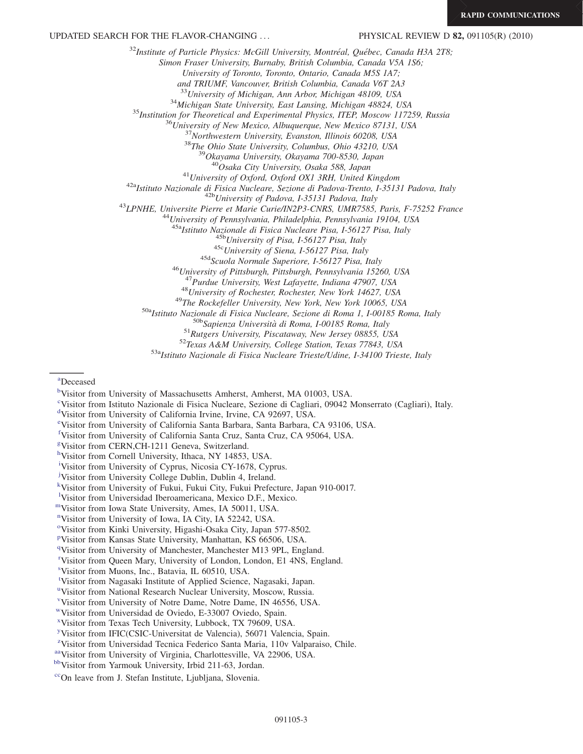[32]*Institute of Particle Physics: McGill University, Montréal, Québec, Canada H3A 2T8; Simon Fraser University, Burnaby, British Columbia, Canada V5A 1S6; University of Toronto, Toronto, Ontario, Canada M5S 1A7; and TRIUMF, Vancouver, British Columbia, Canada V6T 2A3*

[33]*University of Michigan, Ann Arbor, Michigan 48109, USA*

[34]*Michigan State University, East Lansing, Michigan 48824, USA*

[35]*Institution for Theoretical and Experimental Physics, ITEP, Moscow 117259, Russia*

[36]*University of New Mexico, Albuquerque, New Mexico 87131, USA*

[37]*Northwestern University, Evanston, Illinois 60208, USA*

[38]*The Ohio State University, Columbus, Ohio 43210, USA*

[39]*Okayama University, Okayama 700-8530, Japan*

[40]*Osaka City University, Osaka 588, Japan*

[41]*University of Oxford, Oxford OX1 3RH, United Kingdom*

[42a]*Istituto Nazionale di Fisica Nucleare, Sezione di Padova-Trento, I-35131 Padova, Italy*

[42b]*University of Padova, I-35131 Padova, Italy*

[43]*LPNHE, Universite Pierre et Marie Curie/IN2P3-CNRS, UMR7585, Paris, F-75252 France*

[44]*University of Pennsylvania, Philadelphia, Pennsylvania 19104, USA*

[45a]*Istituto Nazionale di Fisica Nucleare Pisa, I-56127 Pisa, Italy*

[45b]*University of Pisa, I-56127 Pisa, Italy*

[45c]*University of Siena, I-56127 Pisa, Italy*

[45d]*Scuola Normale Superiore, I-56127 Pisa, Italy*

[46]*University of Pittsburgh, Pittsburgh, Pennsylvania 15260, USA*

[47]*Purdue University, West Lafayette, Indiana 47907, USA*

[48]*University of Rochester, Rochester, New York 14627, USA*

[49]*The Rockefeller University, New York, New York 10065, USA*

[50a]*Istituto Nazionale di Fisica Nucleare, Sezione di Roma 1, I-00185 Roma, Italy*

[50b]*Sapienza Università di Roma, I-00185 Roma, Italy*

[51]*Rutgers University, Piscataway, New Jersey 08855, USA*

[52]*Texas A&M University, College Station, Texas 77843, USA*

[53a]*Istituto Nazionale di Fisica Nucleare Trieste/Udine, I-34100 Trieste, Italy*

---

[a]Deceased

[b]Visitor from University of Massachusetts Amherst, Amherst, MA 01003, USA.

[c]Visitor from Istituto Nazionale di Fisica Nucleare, Sezione di Cagliari, 09042 Monserrato (Cagliari), Italy.

[d]Visitor from University of California Irvine, Irvine, CA 92697, USA.

[e]Visitor from University of California Santa Barbara, Santa Barbara, CA 93106, USA.

[f]Visitor from University of California Santa Cruz, Santa Cruz, CA 95064, USA.

[g]Visitor from CERN,CH-1211 Geneva, Switzerland.

[h]Visitor from Cornell University, Ithaca, NY 14853, USA.

[i]Visitor from University of Cyprus, Nicosia CY-1678, Cyprus.

[j]Visitor from University College Dublin, Dublin 4, Ireland.

[k]Visitor from University of Fukui, Fukui City, Fukui Prefecture, Japan 910-0017.

[l]Visitor from Universidad Iberoamericana, Mexico D.F., Mexico.

[m]Visitor from Iowa State University, Ames, IA 50011, USA.

[n]Visitor from University of Iowa, IA City, IA 52242, USA.

[o]Visitor from Kinki University, Higashi-Osaka City, Japan 577-8502.

[p]Visitor from Kansas State University, Manhattan, KS 66506, USA.

[q]Visitor from University of Manchester, Manchester M13 9PL, England.

[r]Visitor from Queen Mary, University of London, London, E1 4NS, England.

[s]Visitor from Muons, Inc., Batavia, IL 60510, USA.

[t]Visitor from Nagasaki Institute of Applied Science, Nagasaki, Japan.

[u]Visitor from National Research Nuclear University, Moscow, Russia.

[v]Visitor from University of Notre Dame, Notre Dame, IN 46556, USA.

[w]Visitor from Universidad de Oviedo, E-33007 Oviedo, Spain.

[x]Visitor from Texas Tech University, Lubbock, TX 79609, USA.

[y]Visitor from IFIC(CSIC-Universitat de Valencia), 56071 Valencia, Spain.

[z]Visitor from Universidad Tecnica Federico Santa Maria, 110v Valparaiso, Chile.

[aa]Visitor from University of Virginia, Charlottesville, VA 22906, USA.

[bb]Visitor from Yarmouk University, Irbid 211-63, Jordan.

[cc]On leave from J. Stefan Institute, Ljubljana, Slovenia.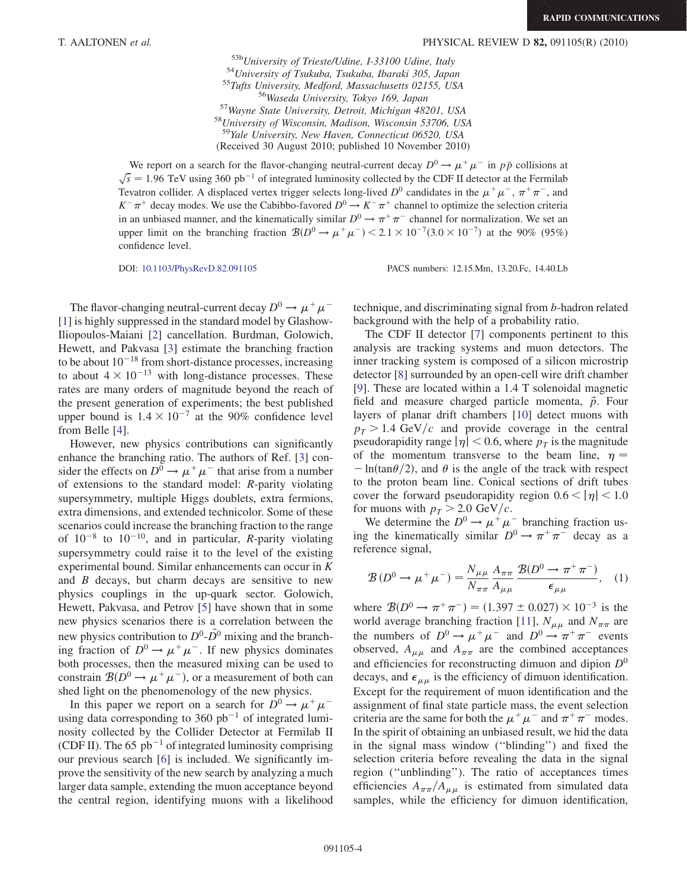[53b]*University of Trieste/Udine, I-33100 Udine, Italy*
[54]*University of Tsukuba, Tsukuba, Ibaraki 305, Japan*
[55]*Tufts University, Medford, Massachusetts 02155, USA*
[56]*Waseda University, Tokyo 169, Japan*
[57]*Wayne State University, Detroit, Michigan 48201, USA*
[58]*University of Wisconsin, Madison, Wisconsin 53706, USA*
[59]*Yale University, New Haven, Connecticut 06520, USA*
(Received 30 August 2010; published 10 November 2010)

We report on a search for the flavor-changing neutral-current decay $D^0 \to \mu^+\mu^-$ in $p\bar{p}$ collisions at $\sqrt{s} = 1.96$ TeV using 360 $\text{pb}^{-1}$ of integrated luminosity collected by the CDF II detector at the Fermilab Tevatron collider. A displaced vertex trigger selects long-lived $D^0$ candidates in the $\mu^+\mu^-$, $\pi^+\pi^-$, and $K^-\pi^+$ decay modes. We use the Cabibbo-favored $D^0 \to K^-\pi^+$ channel to optimize the selection criteria in an unbiased manner, and the kinematically similar $D^0 \to \pi^+\pi^-$ channel for normalization. We set an upper limit on the branching fraction $\mathcal{B}(D^0 \to \mu^+\mu^-) < 2.1 \times 10^{-7} (3.0 \times 10^{-7})$ at the 90% (95%) confidence level.

DOI: 10.1103/PhysRevD.82.091105 PACS numbers: 12.15.Mm, 13.20.Fc, 14.40.Lb

The flavor-changing neutral-current decay $D^0 \to \mu^+\mu^-$ [1] is highly suppressed in the standard model by Glashow-Iliopoulos-Maiani [2] cancellation. Burdman, Golowich, Hewett, and Pakvasa [3] estimate the branching fraction to be about $10^{-18}$ from short-distance processes, increasing to about $4 \times 10^{-13}$ with long-distance processes. These rates are many orders of magnitude beyond the reach of the present generation of experiments; the best published upper bound is $1.4 \times 10^{-7}$ at the 90% confidence level from Belle [4].

However, new physics contributions can significantly enhance the branching ratio. The authors of Ref. [3] consider the effects on $D^0 \to \mu^+\mu^-$ that arise from a number of extensions to the standard model: $R$-parity violating supersymmetry, multiple Higgs doublets, extra fermions, extra dimensions, and extended technicolor. Some of these scenarios could increase the branching fraction to the range of $10^{-8}$ to $10^{-10}$, and in particular, $R$-parity violating supersymmetry could raise it to the level of the existing experimental bound. Similar enhancements can occur in $K$ and $B$ decays, but charm decays are sensitive to new physics couplings in the up-quark sector. Golowich, Hewett, Pakvasa, and Petrov [5] have shown that in some new physics scenarios there is a correlation between the new physics contribution to $D^0$-$\bar{D}^0$ mixing and the branching fraction of $D^0 \to \mu^+\mu^-$. If new physics dominates both processes, then the measured mixing can be used to constrain $\mathcal{B}(D^0 \to \mu^+\mu^-)$, or a measurement of both can shed light on the phenomenology of the new physics.

In this paper we report on a search for $D^0 \to \mu^+\mu^-$ using data corresponding to 360 $\text{pb}^{-1}$ of integrated luminosity collected by the Collider Detector at Fermilab II (CDF II). The 65 $\text{pb}^{-1}$ of integrated luminosity comprising our previous search [6] is included. We significantly improve the sensitivity of the new search by analyzing a much larger data sample, extending the muon acceptance beyond the central region, identifying muons with a likelihood technique, and discriminating signal from $b$-hadron related background with the help of a probability ratio.

The CDF II detector [7] components pertinent to this analysis are tracking systems and muon detectors. The inner tracking system is composed of a silicon microstrip detector [8] surrounded by an open-cell wire drift chamber [9]. These are located within a 1.4 T solenoidal magnetic field and measure charged particle momenta, $\vec{p}$. Four layers of planar drift chambers [10] detect muons with $p_T > 1.4$ GeV/$c$ and provide coverage in the central pseudorapidity range $|\eta| < 0.6$, where $p_T$ is the magnitude of the momentum transverse to the beam line, $\eta = -\ln(\tan\theta/2)$, and $\theta$ is the angle of the track with respect to the proton beam line. Conical sections of drift tubes cover the forward pseudorapidity region $0.6 < |\eta| < 1.0$ for muons with $p_T > 2.0$ GeV/$c$.

We determine the $D^0 \to \mu^+\mu^-$ branching fraction using the kinematically similar $D^0 \to \pi^+\pi^-$ decay as a reference signal,

$$\mathcal{B}(D^0 \to \mu^+\mu^-) = \frac{N_{\mu\mu}}{N_{\pi\pi}} \frac{A_{\pi\pi}}{A_{\mu\mu}} \frac{\mathcal{B}(D^0 \to \pi^+\pi^-)}{\epsilon_{\mu\mu}}, \quad (1)$$

where $\mathcal{B}(D^0 \to \pi^+\pi^-) = (1.397 \pm 0.027) \times 10^{-3}$ is the world average branching fraction [11], $N_{\mu\mu}$ and $N_{\pi\pi}$ are the numbers of $D^0 \to \mu^+\mu^-$ and $D^0 \to \pi^+\pi^-$ events observed, $A_{\mu\mu}$ and $A_{\pi\pi}$ are the combined acceptances and efficiencies for reconstructing dimuon and dipion $D^0$ decays, and $\epsilon_{\mu\mu}$ is the efficiency of dimuon identification. Except for the requirement of muon identification and the assignment of final state particle mass, the event selection criteria are the same for both the $\mu^+\mu^-$ and $\pi^+\pi^-$ modes. In the spirit of obtaining an unbiased result, we hid the data in the signal mass window ("blinding") and fixed the selection criteria before revealing the data in the signal region ("unblinding"). The ratio of acceptances times efficiencies $A_{\pi\pi}/A_{\mu\mu}$ is estimated from simulated data samples, while the efficiency for dimuon identification,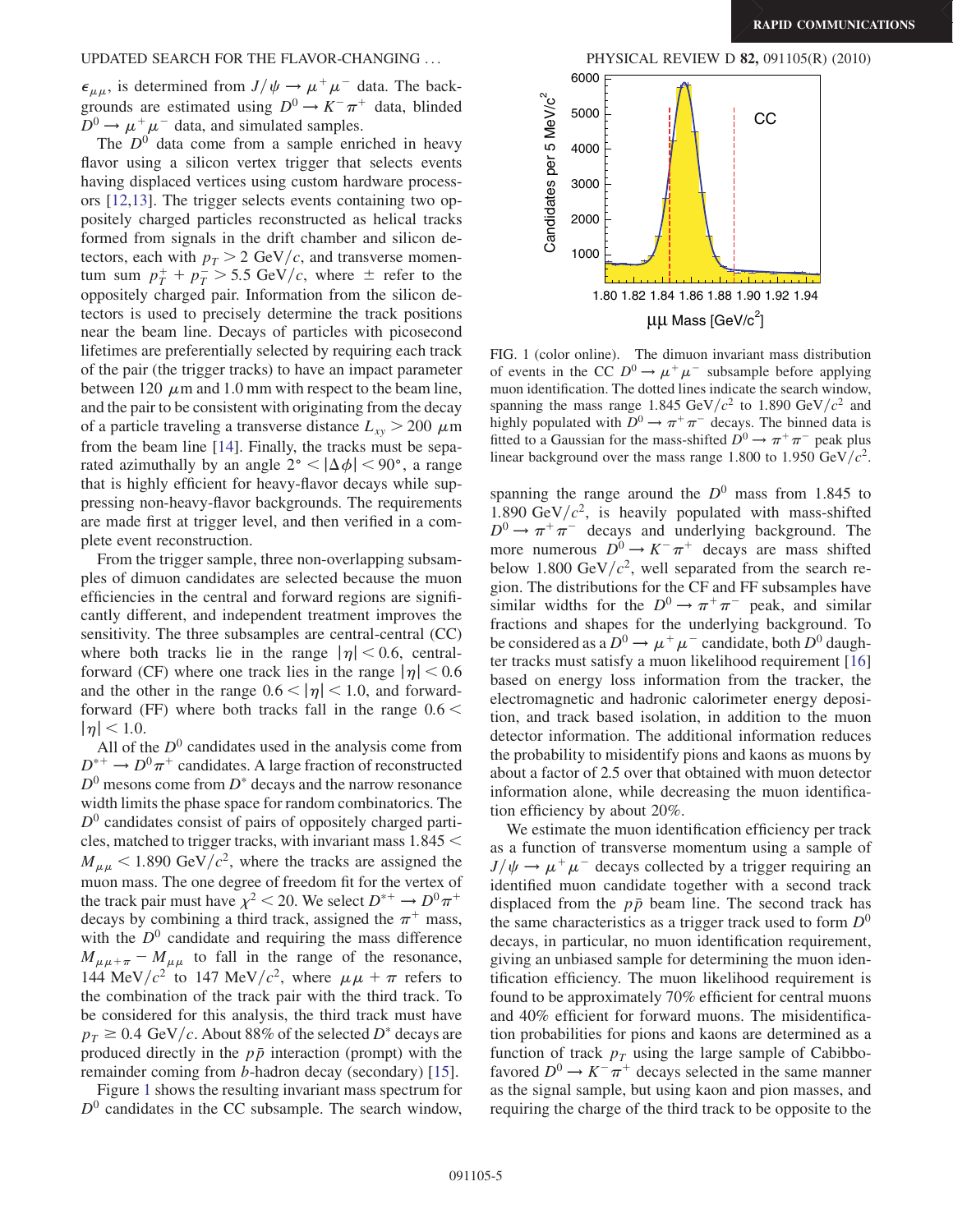$\epsilon_{\mu\mu}$, is determined from $J/\psi \to \mu^+\mu^-$ data. The backgrounds are estimated using $D^0 \to K^-\pi^+$ data, blinded $D^0 \to \mu^+\mu^-$ data, and simulated samples.

The $D^0$ data come from a sample enriched in heavy flavor using a silicon vertex trigger that selects events having displaced vertices using custom hardware processors [12,13]. The trigger selects events containing two oppositely charged particles reconstructed as helical tracks formed from signals in the drift chamber and silicon detectors, each with $p_T > 2$ GeV/$c$, and transverse momentum sum $p_T^+ + p_T^- > 5.5$ GeV/$c$, where $\pm$ refer to the oppositely charged pair. Information from the silicon detectors is used to precisely determine the track positions near the beam line. Decays of particles with picosecond lifetimes are preferentially selected by requiring each track of the pair (the trigger tracks) to have an impact parameter between 120 $\mu$m and 1.0 mm with respect to the beam line, and the pair to be consistent with originating from the decay of a particle traveling a transverse distance $L_{xy} > 200$ $\mu$m from the beam line [14]. Finally, the tracks must be separated azimuthally by an angle $2° < |\Delta\phi| < 90°$, a range that is highly efficient for heavy-flavor decays while suppressing non-heavy-flavor backgrounds. The requirements are made first at trigger level, and then verified in a complete event reconstruction.

From the trigger sample, three non-overlapping subsamples of dimuon candidates are selected because the muon efficiencies in the central and forward regions are significantly different, and independent treatment improves the sensitivity. The three subsamples are central-central (CC) where both tracks lie in the range $|\eta| < 0.6$, central-forward (CF) where one track lies in the range $|\eta| < 0.6$ and the other in the range $0.6 < |\eta| < 1.0$, and forward-forward (FF) where both tracks fall in the range $0.6 < |\eta| < 1.0$.

All of the $D^0$ candidates used in the analysis come from $D^{*+} \to D^0\pi^+$ candidates. A large fraction of reconstructed $D^0$ mesons come from $D^*$ decays and the narrow resonance width limits the phase space for random combinatorics. The $D^0$ candidates consist of pairs of oppositely charged particles, matched to trigger tracks, with invariant mass $1.845 < M_{\mu\mu} < 1.890$ GeV/$c^2$, where the tracks are assigned the muon mass. The one degree of freedom fit for the vertex of the track pair must have $\chi^2 < 20$. We select $D^{*+} \to D^0\pi^+$ decays by combining a third track, assigned the $\pi^+$ mass, with the $D^0$ candidate and requiring the mass difference $M_{\mu\mu+\pi} - M_{\mu\mu}$ to fall in the range of the resonance, 144 MeV/$c^2$ to 147 MeV/$c^2$, where $\mu\mu + \pi$ refers to the combination of the track pair with the third track. To be considered for this analysis, the third track must have $p_T \geq 0.4$ GeV/$c$. About 88% of the selected $D^*$ decays are produced directly in the $p\bar{p}$ interaction (prompt) with the remainder coming from $b$-hadron decay (secondary) [15].

Figure 1 shows the resulting invariant mass spectrum for $D^0$ candidates in the CC subsample. The search window,

FIG. 1 (color online). The dimuon invariant mass distribution of events in the CC $D^0 \to \mu^+\mu^-$ subsample before applying muon identification. The dotted lines indicate the search window, spanning the mass range 1.845 GeV/$c^2$ to 1.890 GeV/$c^2$ and highly populated with $D^0 \to \pi^+\pi^-$ decays. The binned data is fitted to a Gaussian for the mass-shifted $D^0 \to \pi^+\pi^-$ peak plus linear background over the mass range 1.800 to 1.950 GeV/$c^2$.

spanning the range around the $D^0$ mass from 1.845 to 1.890 GeV/$c^2$, is heavily populated with mass-shifted $D^0 \to \pi^+\pi^-$ decays and underlying background. The more numerous $D^0 \to K^-\pi^+$ decays are mass shifted below 1.800 GeV/$c^2$, well separated from the search region. The distributions for the CF and FF subsamples have similar widths for the $D^0 \to \pi^+\pi^-$ peak, and similar fractions and shapes for the underlying background. To be considered as a $D^0 \to \mu^+\mu^-$ candidate, both $D^0$ daughter tracks must satisfy a muon likelihood requirement [16] based on energy loss information from the tracker, the electromagnetic and hadronic calorimeter energy deposition, and track based isolation, in addition to the muon detector information. The additional information reduces the probability to misidentify pions and kaons as muons by about a factor of 2.5 over that obtained with muon detector information alone, while decreasing the muon identification efficiency by about 20%.

We estimate the muon identification efficiency per track as a function of transverse momentum using a sample of $J/\psi \to \mu^+\mu^-$ decays collected by a trigger requiring an identified muon candidate together with a second track displaced from the $p\bar{p}$ beam line. The second track has the same characteristics as a trigger track used to form $D^0$ decays, in particular, no muon identification requirement, giving an unbiased sample for determining the muon identification efficiency. The muon likelihood requirement is found to be approximately 70% efficient for central muons and 40% efficient for forward muons. The misidentification probabilities for pions and kaons are determined as a function of track $p_T$ using the large sample of Cabibbo-favored $D^0 \to K^-\pi^+$ decays selected in the same manner as the signal sample, but using kaon and pion masses, and requiring the charge of the third track to be opposite to the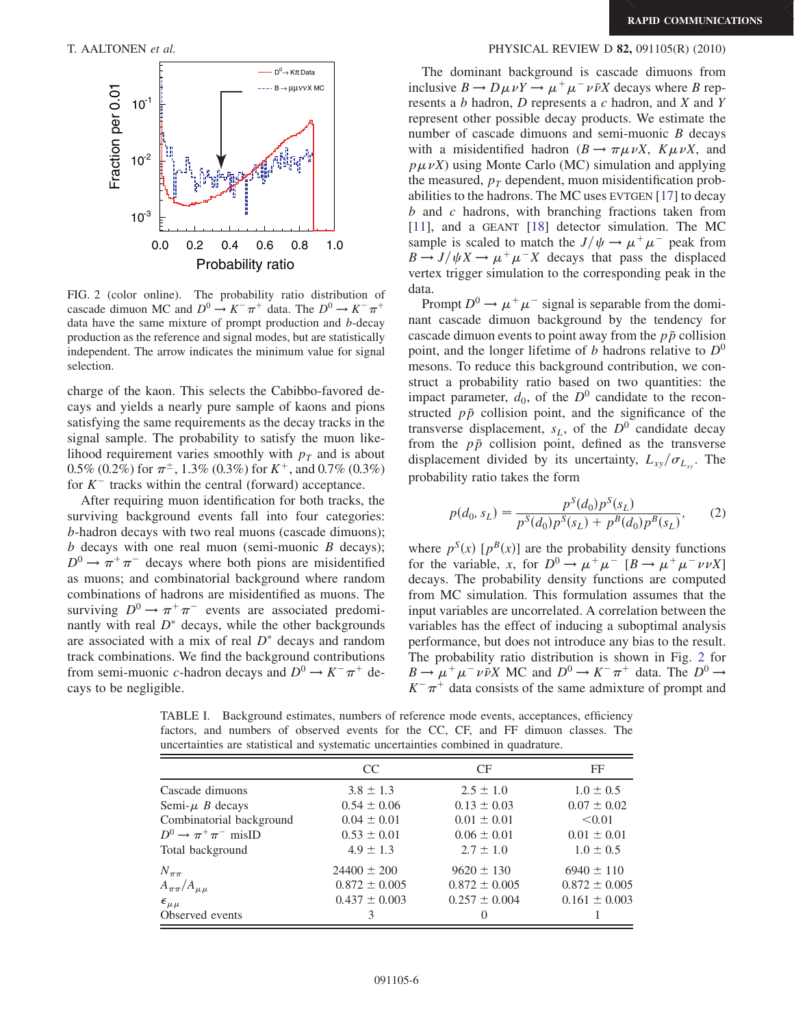FIG. 2 (color online). The probability ratio distribution of cascade dimuon MC and $D^0 \to K^- \pi^+$ data. The $D^0 \to K^- \pi^+$ data have the same mixture of prompt production and $b$-decay production as the reference and signal modes, but are statistically independent. The arrow indicates the minimum value for signal selection.

charge of the kaon. This selects the Cabibbo-favored decays and yields a nearly pure sample of kaons and pions satisfying the same requirements as the decay tracks in the signal sample. The probability to satisfy the muon likelihood requirement varies smoothly with $p_T$ and is about 0.5% (0.2%) for $\pi^\pm$, 1.3% (0.3%) for $K^+$, and 0.7% (0.3%) for $K^-$ tracks within the central (forward) acceptance.

After requiring muon identification for both tracks, the surviving background events fall into four categories: $b$-hadron decays with two real muons (cascade dimuons); $b$ decays with one real muon (semi-muonic $B$ decays); $D^0 \to \pi^+\pi^-$ decays where both pions are misidentified as muons; and combinatorial background where random combinations of hadrons are misidentified as muons. The surviving $D^0 \to \pi^+\pi^-$ events are associated predominantly with real $D^*$ decays, while the other backgrounds are associated with a mix of real $D^*$ decays and random track combinations. We find the background contributions from semi-muonic $c$-hadron decays and $D^0 \to K^-\pi^+$ decays to be negligible.

The dominant background is cascade dimuons from inclusive $B \to D\mu\nu Y \to \mu^+\mu^-\nu\bar{\nu}X$ decays where $B$ represents a $b$ hadron, $D$ represents a $c$ hadron, and $X$ and $Y$ represent other possible decay products. We estimate the number of cascade dimuons and semi-muonic $B$ decays with a misidentified hadron ($B \to \pi\mu\nu X$, $K\mu\nu X$, and $p\mu\nu X$) using Monte Carlo (MC) simulation and applying the measured, $p_T$ dependent, muon misidentification probabilities to the hadrons. The MC uses EVTGEN [17] to decay $b$ and $c$ hadrons, with branching fractions taken from [11], and a GEANT [18] detector simulation. The MC sample is scaled to match the $J/\psi \to \mu^+\mu^-$ peak from $B \to J/\psi X \to \mu^+\mu^- X$ decays that pass the displaced vertex trigger simulation to the corresponding peak in the data.

Prompt $D^0 \to \mu^+\mu^-$ signal is separable from the dominant cascade dimuon background by the tendency for cascade dimuon events to point away from the $p\bar{p}$ collision point, and the longer lifetime of $b$ hadrons relative to $D^0$ mesons. To reduce this background contribution, we construct a probability ratio based on two quantities: the impact parameter, $d_0$, of the $D^0$ candidate to the reconstructed $p\bar{p}$ collision point, and the significance of the transverse displacement, $s_L$, of the $D^0$ candidate decay from the $p\bar{p}$ collision point, defined as the transverse displacement divided by its uncertainty, $L_{xy}/\sigma_{L_{xy}}$. The probability ratio takes the form

$$p(d_0, s_L) = \frac{p^S(d_0)p^S(s_L)}{p^S(d_0)p^S(s_L) + p^B(d_0)p^B(s_L)}, \qquad (2)$$

where $p^S(x)$ [$p^B(x)$] are the probability density functions for the variable, $x$, for $D^0 \to \mu^+\mu^-$ [$B \to \mu^+\mu^-\nu\nu X$] decays. The probability density functions are computed from MC simulation. This formulation assumes that the input variables are uncorrelated. A correlation between the variables has the effect of inducing a suboptimal analysis performance, but does not introduce any bias to the result. The probability ratio distribution is shown in Fig. 2 for $B \to \mu^+\mu^-\nu\bar{\nu}X$ MC and $D^0 \to K^-\pi^+$ data. The $D^0 \to K^-\pi^+$ data consists of the same admixture of prompt and

TABLE I. Background estimates, numbers of reference mode events, acceptances, efficiency factors, and numbers of observed events for the CC, CF, and FF dimuon classes. The uncertainties are statistical and systematic uncertainties combined in quadrature.

| | CC | CF | FF |
|---|---|---|---|
| Cascade dimuons | $3.8 \pm 1.3$ | $2.5 \pm 1.0$ | $1.0 \pm 0.5$ |
| Semi-$\mu$ $B$ decays | $0.54 \pm 0.06$ | $0.13 \pm 0.03$ | $0.07 \pm 0.02$ |
| Combinatorial background | $0.04 \pm 0.01$ | $0.01 \pm 0.01$ | $<0.01$ |
| $D^0 \to \pi^+\pi^-$ misID | $0.53 \pm 0.01$ | $0.06 \pm 0.01$ | $0.01 \pm 0.01$ |
| Total background | $4.9 \pm 1.3$ | $2.7 \pm 1.0$ | $1.0 \pm 0.5$ |
| $N_{\pi\pi}$ | $24400 \pm 200$ | $9620 \pm 130$ | $6940 \pm 110$ |
| $A_{\pi\pi}/A_{\mu\mu}$ | $0.872 \pm 0.005$ | $0.872 \pm 0.005$ | $0.872 \pm 0.005$ |
| $\epsilon_{\mu\mu}$ | $0.437 \pm 0.003$ | $0.257 \pm 0.004$ | $0.161 \pm 0.003$ |
| Observed events | 3 | 0 | 1 |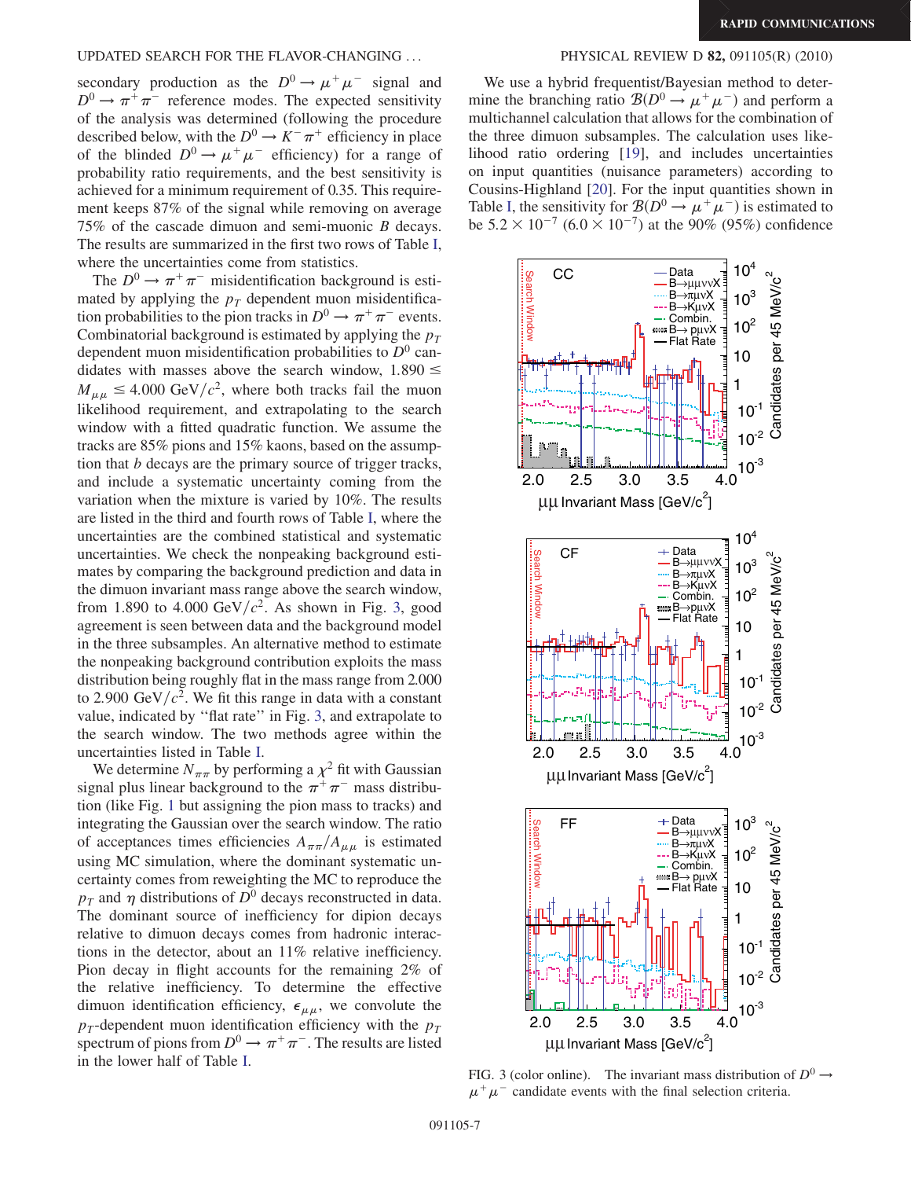secondary production as the $D^0 \to \mu^+\mu^-$ signal and $D^0 \to \pi^+\pi^-$ reference modes. The expected sensitivity of the analysis was determined (following the procedure described below, with the $D^0 \to K^-\pi^+$ efficiency in place of the blinded $D^0 \to \mu^+\mu^-$ efficiency) for a range of probability ratio requirements, and the best sensitivity is achieved for a minimum requirement of 0.35. This requirement keeps 87% of the signal while removing on average 75% of the cascade dimuon and semi-muonic $B$ decays. The results are summarized in the first two rows of Table I, where the uncertainties come from statistics.

The $D^0 \to \pi^+\pi^-$ misidentification background is estimated by applying the $p_T$ dependent muon misidentification probabilities to the pion tracks in $D^0 \to \pi^+\pi^-$ events. Combinatorial background is estimated by applying the $p_T$ dependent muon misidentification probabilities to $D^0$ candidates with masses above the search window, $1.890 \leq M_{\mu\mu} \leq 4.000$ GeV$/c^2$, where both tracks fail the muon likelihood requirement, and extrapolating to the search window with a fitted quadratic function. We assume the tracks are 85% pions and 15% kaons, based on the assumption that $b$ decays are the primary source of trigger tracks, and include a systematic uncertainty coming from the variation when the mixture is varied by 10%. The results are listed in the third and fourth rows of Table I, where the uncertainties are the combined statistical and systematic uncertainties. We check the nonpeaking background estimates by comparing the background prediction and data in the dimuon invariant mass range above the search window, from 1.890 to 4.000 GeV$/c^2$. As shown in Fig. 3, good agreement is seen between data and the background model in the three subsamples. An alternative method to estimate the nonpeaking background contribution exploits the mass distribution being roughly flat in the mass range from 2.000 to 2.900 GeV$/c^2$. We fit this range in data with a constant value, indicated by "flat rate" in Fig. 3, and extrapolate to the search window. The two methods agree within the uncertainties listed in Table I.

We determine $N_{\pi\pi}$ by performing a $\chi^2$ fit with Gaussian signal plus linear background to the $\pi^+\pi^-$ mass distribution (like Fig. 1 but assigning the pion mass to tracks) and integrating the Gaussian over the search window. The ratio of acceptances times efficiencies $A_{\pi\pi}/A_{\mu\mu}$ is estimated using MC simulation, where the dominant systematic uncertainty comes from reweighting the MC to reproduce the $p_T$ and $\eta$ distributions of $D^0$ decays reconstructed in data. The dominant source of inefficiency for dipion decays relative to dimuon decays comes from hadronic interactions in the detector, about an 11% relative inefficiency. Pion decay in flight accounts for the remaining 2% of the relative inefficiency. To determine the effective dimuon identification efficiency, $\epsilon_{\mu\mu}$, we convolute the $p_T$-dependent muon identification efficiency with the $p_T$ spectrum of pions from $D^0 \to \pi^+\pi^-$. The results are listed in the lower half of Table I.

We use a hybrid frequentist/Bayesian method to determine the branching ratio $\mathcal{B}(D^0 \to \mu^+\mu^-)$ and perform a multichannel calculation that allows for the combination of the three dimuon subsamples. The calculation uses likelihood ratio ordering [19], and includes uncertainties on input quantities (nuisance parameters) according to Cousins-Highland [20]. For the input quantities shown in Table I, the sensitivity for $\mathcal{B}(D^0 \to \mu^+\mu^-)$ is estimated to be $5.2 \times 10^{-7}$ ($6.0 \times 10^{-7}$) at the 90% (95%) confidence

FIG. 3 (color online). The invariant mass distribution of $D^0 \to \mu^+\mu^-$ candidate events with the final selection criteria.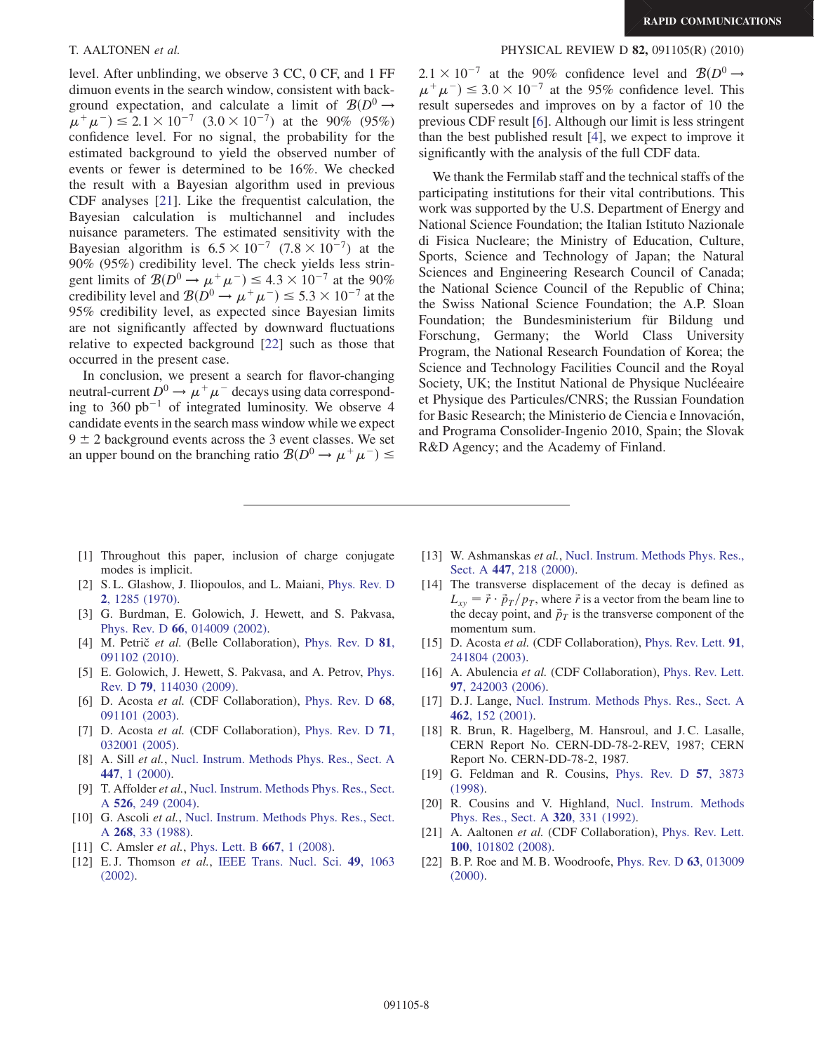level. After unblinding, we observe 3 CC, 0 CF, and 1 FF dimuon events in the search window, consistent with background expectation, and calculate a limit of $\mathcal{B}(D^0 \rightarrow \mu^+\mu^-) \leq 2.1 \times 10^{-7}$ $(3.0 \times 10^{-7})$ at the 90% (95%) confidence level. For no signal, the probability for the estimated background to yield the observed number of events or fewer is determined to be 16%. We checked the result with a Bayesian algorithm used in previous CDF analyses [21]. Like the frequentist calculation, the Bayesian calculation is multichannel and includes nuisance parameters. The estimated sensitivity with the Bayesian algorithm is $6.5 \times 10^{-7}$ $(7.8 \times 10^{-7})$ at the 90% (95%) credibility level. The check yields less stringent limits of $\mathcal{B}(D^0 \rightarrow \mu^+\mu^-) \leq 4.3 \times 10^{-7}$ at the 90% credibility level and $\mathcal{B}(D^0 \rightarrow \mu^+\mu^-) \leq 5.3 \times 10^{-7}$ at the 95% credibility level, as expected since Bayesian limits are not significantly affected by downward fluctuations relative to expected background [22] such as those that occurred in the present case.

In conclusion, we present a search for flavor-changing neutral-current $D^0 \rightarrow \mu^+\mu^-$ decays using data corresponding to 360 $\text{pb}^{-1}$ of integrated luminosity. We observe 4 candidate events in the search mass window while we expect $9 \pm 2$ background events across the 3 event classes. We set an upper bound on the branching ratio $\mathcal{B}(D^0 \rightarrow \mu^+\mu^-) \leq 2.1 \times 10^{-7}$ at the 90% confidence level and $\mathcal{B}(D^0 \rightarrow \mu^+\mu^-) \leq 3.0 \times 10^{-7}$ at the 95% confidence level. This result supersedes and improves on by a factor of 10 the previous CDF result [6]. Although our limit is less stringent than the best published result [4], we expect to improve it significantly with the analysis of the full CDF data.

We thank the Fermilab staff and the technical staffs of the participating institutions for their vital contributions. This work was supported by the U.S. Department of Energy and National Science Foundation; the Italian Istituto Nazionale di Fisica Nucleare; the Ministry of Education, Culture, Sports, Science and Technology of Japan; the Natural Sciences and Engineering Research Council of Canada; the National Science Council of the Republic of China; the Swiss National Science Foundation; the A.P. Sloan Foundation; the Bundesministerium für Bildung und Forschung, Germany; the World Class University Program, the National Research Foundation of Korea; the Science and Technology Facilities Council and the Royal Society, UK; the Institut National de Physique Nucléeaire et Physique des Particules/CNRS; the Russian Foundation for Basic Research; the Ministerio de Ciencia e Innovación, and Programa Consolider-Ingenio 2010, Spain; the Slovak R&D Agency; and the Academy of Finland.

---

[1] Throughout this paper, inclusion of charge conjugate modes is implicit.

[2] S. L. Glashow, J. Iliopoulos, and L. Maiani, Phys. Rev. D **2**, 1285 (1970).

[3] G. Burdman, E. Golowich, J. Hewett, and S. Pakvasa, Phys. Rev. D **66**, 014009 (2002).

[4] M. Petrič *et al.* (Belle Collaboration), Phys. Rev. D **81**, 091102 (2010).

[5] E. Golowich, J. Hewett, S. Pakvasa, and A. Petrov, Phys. Rev. D **79**, 114030 (2009).

[6] D. Acosta *et al.* (CDF Collaboration), Phys. Rev. D **68**, 091101 (2003).

[7] D. Acosta *et al.* (CDF Collaboration), Phys. Rev. D **71**, 032001 (2005).

[8] A. Sill *et al.*, Nucl. Instrum. Methods Phys. Res., Sect. A **447**, 1 (2000).

[9] T. Affolder *et al.*, Nucl. Instrum. Methods Phys. Res., Sect. A **526**, 249 (2004).

[10] G. Ascoli *et al.*, Nucl. Instrum. Methods Phys. Res., Sect. A **268**, 33 (1988).

[11] C. Amsler *et al.*, Phys. Lett. B **667**, 1 (2008).

[12] E. J. Thomson *et al.*, IEEE Trans. Nucl. Sci. **49**, 1063 (2002).

[13] W. Ashmanskas *et al.*, Nucl. Instrum. Methods Phys. Res., Sect. A **447**, 218 (2000).

[14] The transverse displacement of the decay is defined as $L_{xy} = \vec{r} \cdot \vec{p}_T / p_T$, where $\vec{r}$ is a vector from the beam line to the decay point, and $\vec{p}_T$ is the transverse component of the momentum sum.

[15] D. Acosta *et al.* (CDF Collaboration), Phys. Rev. Lett. **91**, 241804 (2003).

[16] A. Abulencia *et al.* (CDF Collaboration), Phys. Rev. Lett. **97**, 242003 (2006).

[17] D. J. Lange, Nucl. Instrum. Methods Phys. Res., Sect. A **462**, 152 (2001).

[18] R. Brun, R. Hagelberg, M. Hansroul, and J. C. Lasalle, CERN Report No. CERN-DD-78-2-REV, 1987; CERN Report No. CERN-DD-78-2, 1987.

[19] G. Feldman and R. Cousins, Phys. Rev. D **57**, 3873 (1998).

[20] R. Cousins and V. Highland, Nucl. Instrum. Methods Phys. Res., Sect. A **320**, 331 (1992).

[21] A. Aaltonen *et al.* (CDF Collaboration), Phys. Rev. Lett. **100**, 101802 (2008).

[22] B. P. Roe and M. B. Woodroofe, Phys. Rev. D **63**, 013009 (2000).